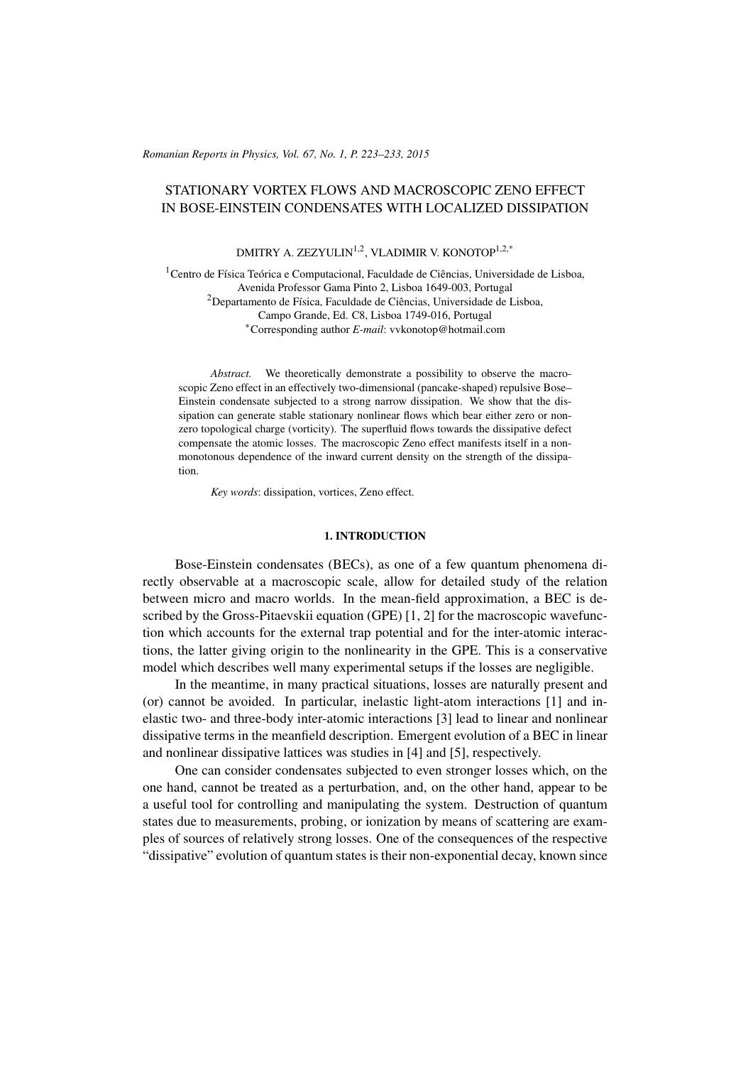# STATIONARY VORTEX FLOWS AND MACROSCOPIC ZENO EFFECT IN BOSE-EINSTEIN CONDENSATES WITH LOCALIZED DISSIPATION

DMITRY A. ZEZYULIN[1,2], VLADIMIR V. KONOTOP[1,2,*]

[1]Centro de Física Teórica e Computacional, Faculdade de Ciências, Universidade de Lisboa, Avenida Professor Gama Pinto 2, Lisboa 1649-003, Portugal
[2]Departamento de Física, Faculdade de Ciências, Universidade de Lisboa, Campo Grande, Ed. C8, Lisboa 1749-016, Portugal
[*]Corresponding author *E-mail*: vvkonotop@hotmail.com

*Abstract.* We theoretically demonstrate a possibility to observe the macroscopic Zeno effect in an effectively two-dimensional (pancake-shaped) repulsive Bose–Einstein condensate subjected to a strong narrow dissipation. We show that the dissipation can generate stable stationary nonlinear flows which bear either zero or non-zero topological charge (vorticity). The superfluid flows towards the dissipative defect compensate the atomic losses. The macroscopic Zeno effect manifests itself in a non-monotonous dependence of the inward current density on the strength of the dissipation.

*Key words*: dissipation, vortices, Zeno effect.

## 1. INTRODUCTION

Bose-Einstein condensates (BECs), as one of a few quantum phenomena directly observable at a macroscopic scale, allow for detailed study of the relation between micro and macro worlds. In the mean-field approximation, a BEC is described by the Gross-Pitaevskii equation (GPE) [1, 2] for the macroscopic wavefunction which accounts for the external trap potential and for the inter-atomic interactions, the latter giving origin to the nonlinearity in the GPE. This is a conservative model which describes well many experimental setups if the losses are negligible.

In the meantime, in many practical situations, losses are naturally present and (or) cannot be avoided. In particular, inelastic light-atom interactions [1] and inelastic two- and three-body inter-atomic interactions [3] lead to linear and nonlinear dissipative terms in the meanfield description. Emergent evolution of a BEC in linear and nonlinear dissipative lattices was studies in [4] and [5], respectively.

One can consider condensates subjected to even stronger losses which, on the one hand, cannot be treated as a perturbation, and, on the other hand, appear to be a useful tool for controlling and manipulating the system. Destruction of quantum states due to measurements, probing, or ionization by means of scattering are examples of sources of relatively strong losses. One of the consequences of the respective "dissipative" evolution of quantum states is their non-exponential decay, known since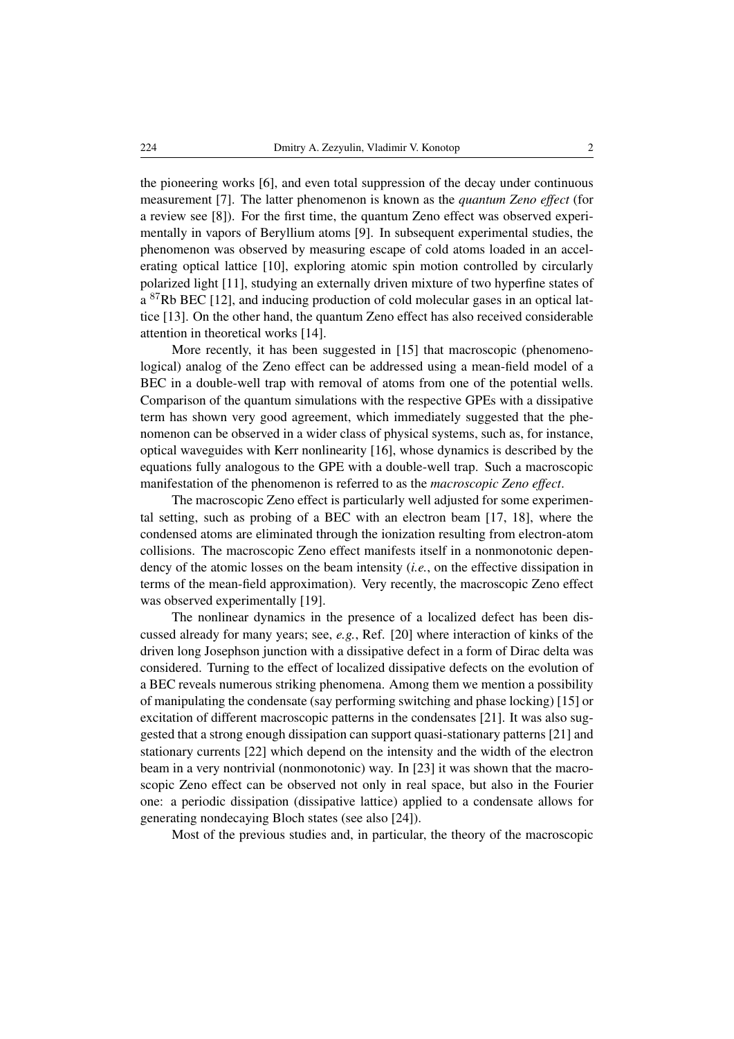the pioneering works [6], and even total suppression of the decay under continuous measurement [7]. The latter phenomenon is known as the *quantum Zeno effect* (for a review see [8]). For the first time, the quantum Zeno effect was observed experimentally in vapors of Beryllium atoms [9]. In subsequent experimental studies, the phenomenon was observed by measuring escape of cold atoms loaded in an accelerating optical lattice [10], exploring atomic spin motion controlled by circularly polarized light [11], studying an externally driven mixture of two hyperfine states of a $^{87}$Rb BEC [12], and inducing production of cold molecular gases in an optical lattice [13]. On the other hand, the quantum Zeno effect has also received considerable attention in theoretical works [14].

More recently, it has been suggested in [15] that macroscopic (phenomenological) analog of the Zeno effect can be addressed using a mean-field model of a BEC in a double-well trap with removal of atoms from one of the potential wells. Comparison of the quantum simulations with the respective GPEs with a dissipative term has shown very good agreement, which immediately suggested that the phenomenon can be observed in a wider class of physical systems, such as, for instance, optical waveguides with Kerr nonlinearity [16], whose dynamics is described by the equations fully analogous to the GPE with a double-well trap. Such a macroscopic manifestation of the phenomenon is referred to as the *macroscopic Zeno effect*.

The macroscopic Zeno effect is particularly well adjusted for some experimental setting, such as probing of a BEC with an electron beam [17, 18], where the condensed atoms are eliminated through the ionization resulting from electron-atom collisions. The macroscopic Zeno effect manifests itself in a nonmonotonic dependency of the atomic losses on the beam intensity (*i.e.*, on the effective dissipation in terms of the mean-field approximation). Very recently, the macroscopic Zeno effect was observed experimentally [19].

The nonlinear dynamics in the presence of a localized defect has been discussed already for many years; see, *e.g.*, Ref. [20] where interaction of kinks of the driven long Josephson junction with a dissipative defect in a form of Dirac delta was considered. Turning to the effect of localized dissipative defects on the evolution of a BEC reveals numerous striking phenomena. Among them we mention a possibility of manipulating the condensate (say performing switching and phase locking) [15] or excitation of different macroscopic patterns in the condensates [21]. It was also suggested that a strong enough dissipation can support quasi-stationary patterns [21] and stationary currents [22] which depend on the intensity and the width of the electron beam in a very nontrivial (nonmonotonic) way. In [23] it was shown that the macroscopic Zeno effect can be observed not only in real space, but also in the Fourier one: a periodic dissipation (dissipative lattice) applied to a condensate allows for generating nondecaying Bloch states (see also [24]).

Most of the previous studies and, in particular, the theory of the macroscopic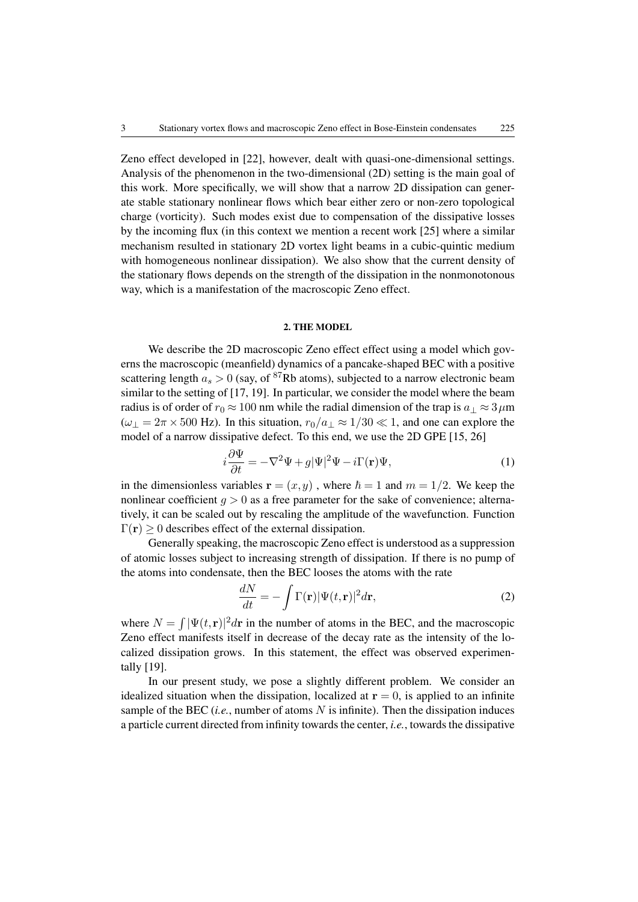Zeno effect developed in [22], however, dealt with quasi-one-dimensional settings. Analysis of the phenomenon in the two-dimensional (2D) setting is the main goal of this work. More specifically, we will show that a narrow 2D dissipation can generate stable stationary nonlinear flows which bear either zero or non-zero topological charge (vorticity). Such modes exist due to compensation of the dissipative losses by the incoming flux (in this context we mention a recent work [25] where a similar mechanism resulted in stationary 2D vortex light beams in a cubic-quintic medium with homogeneous nonlinear dissipation). We also show that the current density of the stationary flows depends on the strength of the dissipation in the nonmonotonous way, which is a manifestation of the macroscopic Zeno effect.

## 2. THE MODEL

We describe the 2D macroscopic Zeno effect effect using a model which governs the macroscopic (meanfield) dynamics of a pancake-shaped BEC with a positive scattering length $a_s > 0$ (say, of $^{87}$Rb atoms), subjected to a narrow electronic beam similar to the setting of [17, 19]. In particular, we consider the model where the beam radius is of order of $r_0 \approx 100$ nm while the radial dimension of the trap is $a_\perp \approx 3\,\mu$m ($\omega_\perp = 2\pi \times 500$ Hz). In this situation, $r_0/a_\perp \approx 1/30 \ll 1$, and one can explore the model of a narrow dissipative defect. To this end, we use the 2D GPE [15, 26]

$$i\frac{\partial \Psi}{\partial t} = -\nabla^2 \Psi + g|\Psi|^2\Psi - i\Gamma(\mathbf{r})\Psi, \tag{1}$$

in the dimensionless variables $\mathbf{r} = (x, y)$ , where $\hbar = 1$ and $m = 1/2$. We keep the nonlinear coefficient $g > 0$ as a free parameter for the sake of convenience; alternatively, it can be scaled out by rescaling the amplitude of the wavefunction. Function $\Gamma(\mathbf{r}) \geq 0$ describes effect of the external dissipation.

Generally speaking, the macroscopic Zeno effect is understood as a suppression of atomic losses subject to increasing strength of dissipation. If there is no pump of the atoms into condensate, then the BEC looses the atoms with the rate

$$\frac{dN}{dt} = -\int \Gamma(\mathbf{r})|\Psi(t,\mathbf{r})|^2 d\mathbf{r}, \tag{2}$$

where $N = \int |\Psi(t,\mathbf{r})|^2 d\mathbf{r}$ in the number of atoms in the BEC, and the macroscopic Zeno effect manifests itself in decrease of the decay rate as the intensity of the localized dissipation grows. In this statement, the effect was observed experimentally [19].

In our present study, we pose a slightly different problem. We consider an idealized situation when the dissipation, localized at $\mathbf{r} = 0$, is applied to an infinite sample of the BEC (*i.e.*, number of atoms $N$ is infinite). Then the dissipation induces a particle current directed from infinity towards the center, *i.e.*, towards the dissipative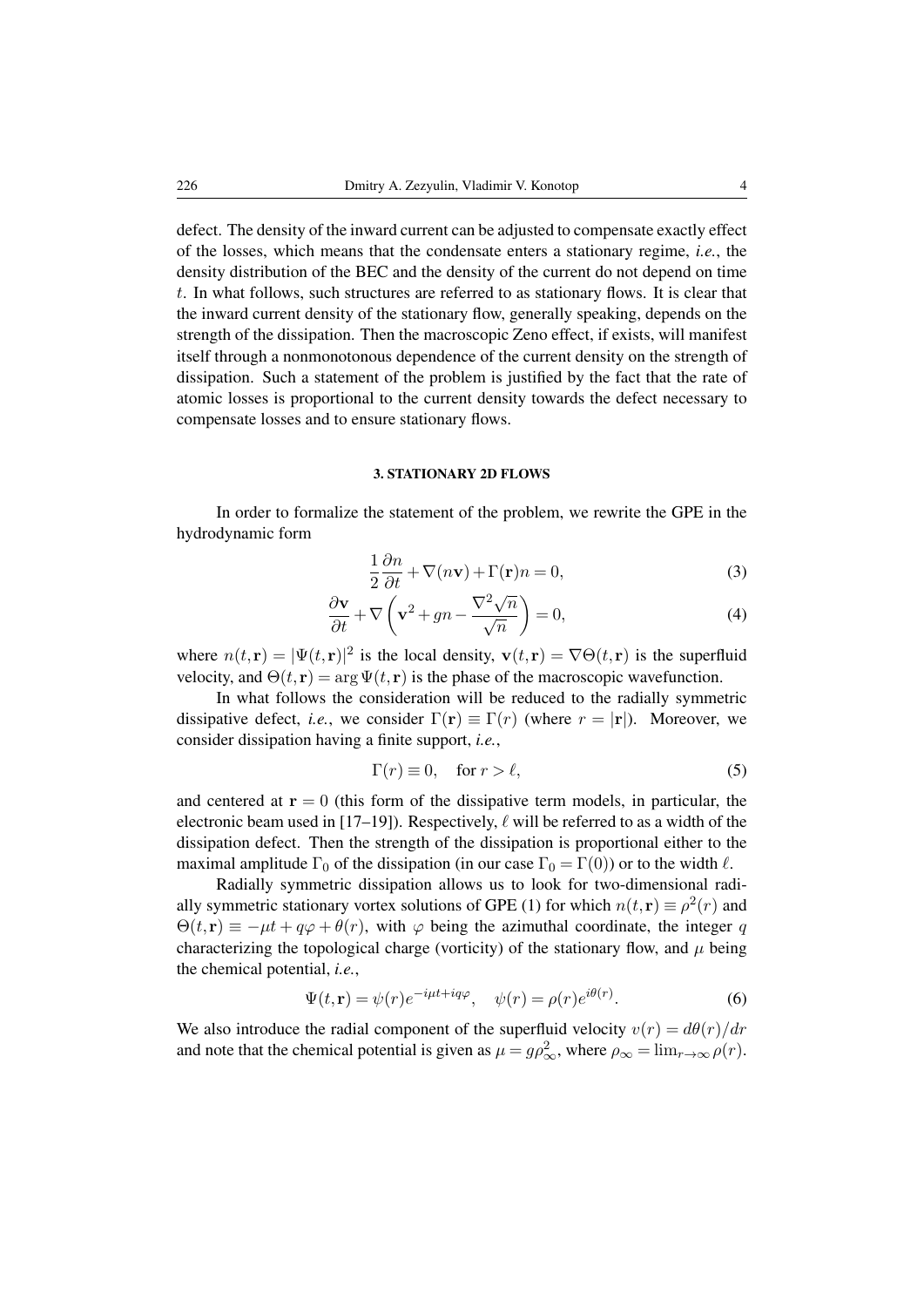defect. The density of the inward current can be adjusted to compensate exactly effect of the losses, which means that the condensate enters a stationary regime, *i.e.*, the density distribution of the BEC and the density of the current do not depend on time $t$. In what follows, such structures are referred to as stationary flows. It is clear that the inward current density of the stationary flow, generally speaking, depends on the strength of the dissipation. Then the macroscopic Zeno effect, if exists, will manifest itself through a nonmonotonous dependence of the current density on the strength of dissipation. Such a statement of the problem is justified by the fact that the rate of atomic losses is proportional to the current density towards the defect necessary to compensate losses and to ensure stationary flows.

## 3. STATIONARY 2D FLOWS

In order to formalize the statement of the problem, we rewrite the GPE in the hydrodynamic form

$$\frac{1}{2}\frac{\partial n}{\partial t} + \nabla(n\mathbf{v}) + \Gamma(\mathbf{r})n = 0, \tag{3}$$

$$\frac{\partial \mathbf{v}}{\partial t} + \nabla\left(\mathbf{v}^2 + gn - \frac{\nabla^2\sqrt{n}}{\sqrt{n}}\right) = 0, \tag{4}$$

where $n(t,\mathbf{r}) = |\Psi(t,\mathbf{r})|^2$ is the local density, $\mathbf{v}(t,\mathbf{r}) = \nabla\Theta(t,\mathbf{r})$ is the superfluid velocity, and $\Theta(t,\mathbf{r}) = \arg\Psi(t,\mathbf{r})$ is the phase of the macroscopic wavefunction.

In what follows the consideration will be reduced to the radially symmetric dissipative defect, *i.e.*, we consider $\Gamma(\mathbf{r}) \equiv \Gamma(r)$ (where $r = |\mathbf{r}|$). Moreover, we consider dissipation having a finite support, *i.e.*,

$$\Gamma(r) \equiv 0, \quad \text{for } r > \ell, \tag{5}$$

and centered at $\mathbf{r} = 0$ (this form of the dissipative term models, in particular, the electronic beam used in [17–19]). Respectively, $\ell$ will be referred to as a width of the dissipation defect. Then the strength of the dissipation is proportional either to the maximal amplitude $\Gamma_0$ of the dissipation (in our case $\Gamma_0 = \Gamma(0)$) or to the width $\ell$.

Radially symmetric dissipation allows us to look for two-dimensional radially symmetric stationary vortex solutions of GPE (1) for which $n(t,\mathbf{r}) \equiv \rho^2(r)$ and $\Theta(t,\mathbf{r}) \equiv -\mu t + q\varphi + \theta(r)$, with $\varphi$ being the azimuthal coordinate, the integer $q$ characterizing the topological charge (vorticity) of the stationary flow, and $\mu$ being the chemical potential, *i.e.*,

$$\Psi(t,\mathbf{r}) = \psi(r)e^{-i\mu t + iq\varphi}, \quad \psi(r) = \rho(r)e^{i\theta(r)}. \tag{6}$$

We also introduce the radial component of the superfluid velocity $v(r) = d\theta(r)/dr$ and note that the chemical potential is given as $\mu = g\rho_\infty^2$, where $\rho_\infty = \lim_{r\to\infty}\rho(r)$.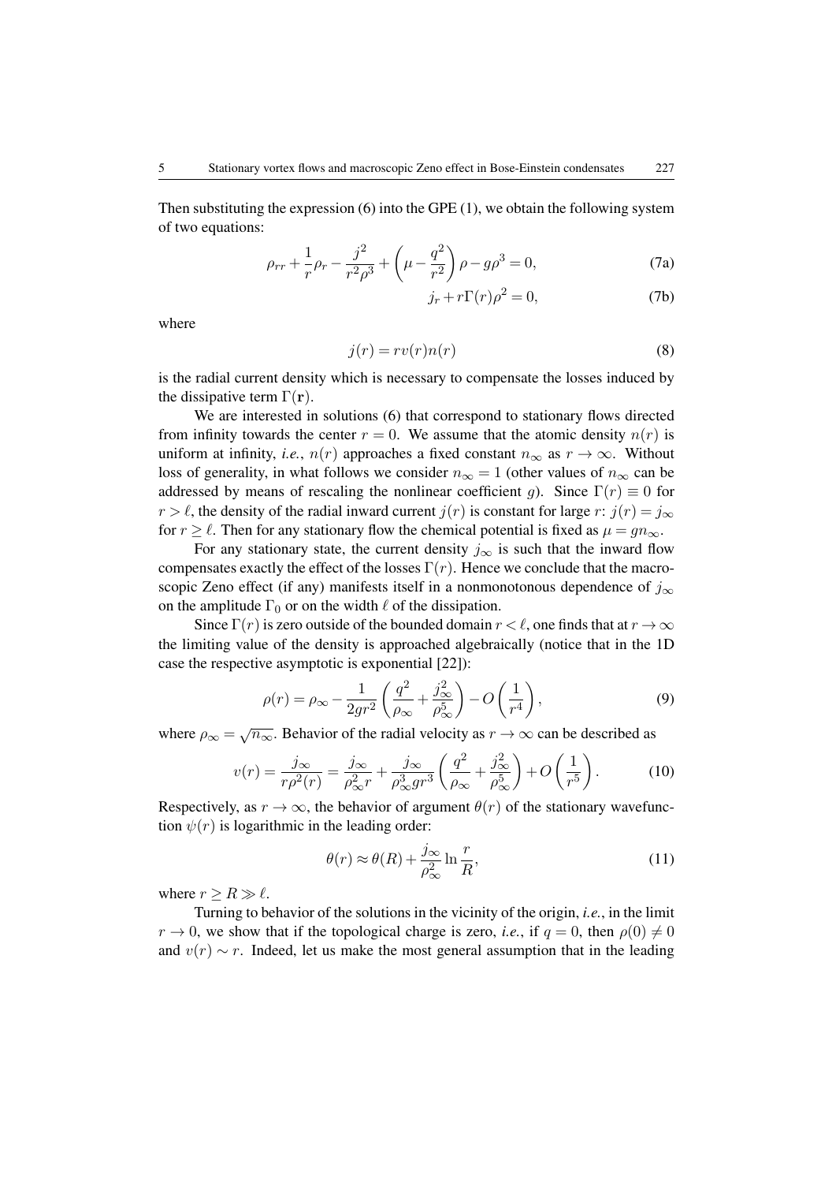Then substituting the expression (6) into the GPE (1), we obtain the following system of two equations:

$$\rho_{rr} + \frac{1}{r}\rho_r - \frac{j^2}{r^2\rho^3} + \left(\mu - \frac{q^2}{r^2}\right)\rho - g\rho^3 = 0, \tag{7a}$$

$$j_r + r\Gamma(r)\rho^2 = 0, \tag{7b}$$

where

$$j(r) = rv(r)n(r) \tag{8}$$

is the radial current density which is necessary to compensate the losses induced by the dissipative term $\Gamma(\mathbf{r})$.

We are interested in solutions (6) that correspond to stationary flows directed from infinity towards the center $r = 0$. We assume that the atomic density $n(r)$ is uniform at infinity, *i.e.*, $n(r)$ approaches a fixed constant $n_\infty$ as $r \to \infty$. Without loss of generality, in what follows we consider $n_\infty = 1$ (other values of $n_\infty$ can be addressed by means of rescaling the nonlinear coefficient $g$). Since $\Gamma(r) \equiv 0$ for $r > \ell$, the density of the radial inward current $j(r)$ is constant for large $r$: $j(r) = j_\infty$ for $r \geq \ell$. Then for any stationary flow the chemical potential is fixed as $\mu = gn_\infty$.

For any stationary state, the current density $j_\infty$ is such that the inward flow compensates exactly the effect of the losses $\Gamma(r)$. Hence we conclude that the macroscopic Zeno effect (if any) manifests itself in a nonmonotonous dependence of $j_\infty$ on the amplitude $\Gamma_0$ or on the width $\ell$ of the dissipation.

Since $\Gamma(r)$ is zero outside of the bounded domain $r < \ell$, one finds that at $r \to \infty$ the limiting value of the density is approached algebraically (notice that in the 1D case the respective asymptotic is exponential [22]):

$$\rho(r) = \rho_\infty - \frac{1}{2gr^2}\left(\frac{q^2}{\rho_\infty} + \frac{j_\infty^2}{\rho_\infty^5}\right) - O\left(\frac{1}{r^4}\right), \tag{9}$$

where $\rho_\infty = \sqrt{n_\infty}$. Behavior of the radial velocity as $r \to \infty$ can be described as

$$v(r) = \frac{j_\infty}{r\rho^2(r)} = \frac{j_\infty}{\rho_\infty^2 r} + \frac{j_\infty}{\rho_\infty^3 gr^3}\left(\frac{q^2}{\rho_\infty} + \frac{j_\infty^2}{\rho_\infty^5}\right) + O\left(\frac{1}{r^5}\right). \tag{10}$$

Respectively, as $r \to \infty$, the behavior of argument $\theta(r)$ of the stationary wavefunction $\psi(r)$ is logarithmic in the leading order:

$$\theta(r) \approx \theta(R) + \frac{j_\infty}{\rho_\infty^2}\ln\frac{r}{R}, \tag{11}$$

where $r \geq R \gg \ell$.

Turning to behavior of the solutions in the vicinity of the origin, *i.e.*, in the limit $r \to 0$, we show that if the topological charge is zero, *i.e.*, if $q = 0$, then $\rho(0) \neq 0$ and $v(r) \sim r$. Indeed, let us make the most general assumption that in the leading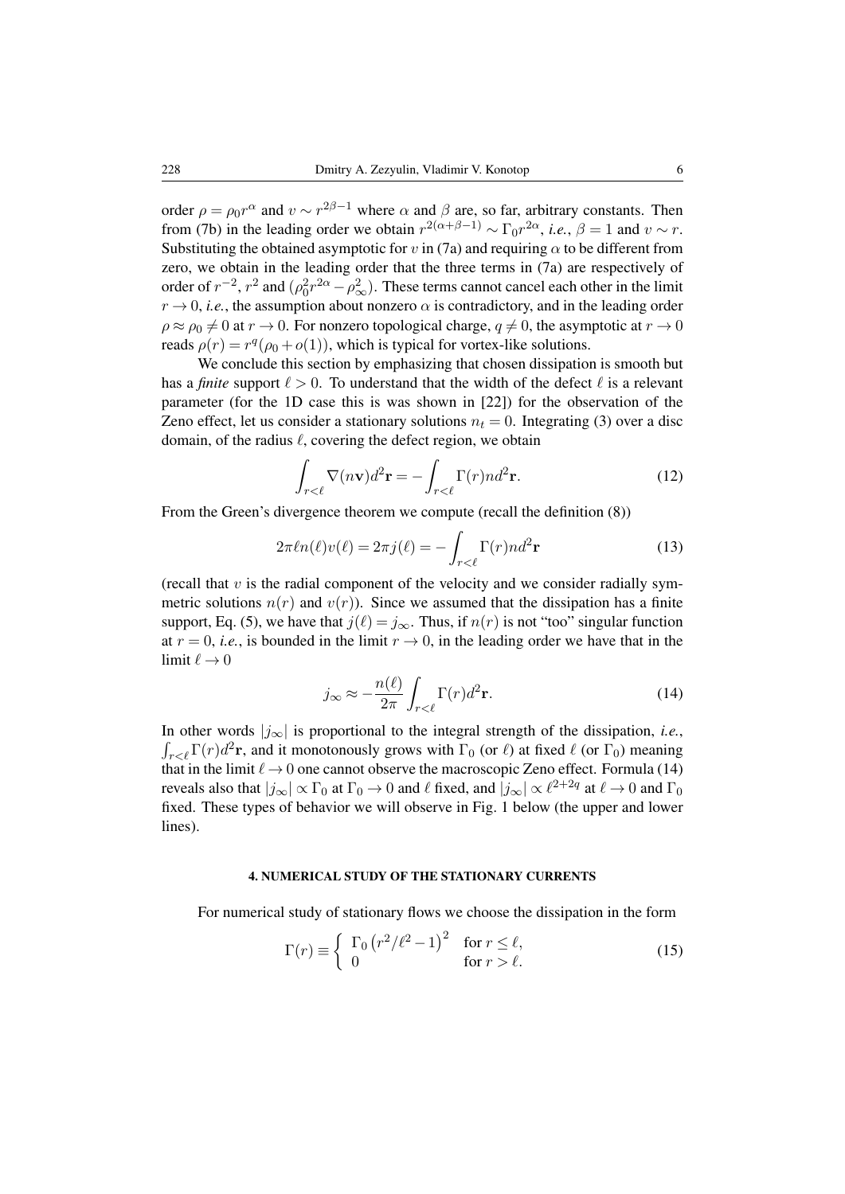order $\rho = \rho_0 r^\alpha$ and $v \sim r^{2\beta-1}$ where $\alpha$ and $\beta$ are, so far, arbitrary constants. Then from (7b) in the leading order we obtain $r^{2(\alpha+\beta-1)} \sim \Gamma_0 r^{2\alpha}$, *i.e.*, $\beta = 1$ and $v \sim r$. Substituting the obtained asymptotic for $v$ in (7a) and requiring $\alpha$ to be different from zero, we obtain in the leading order that the three terms in (7a) are respectively of order of $r^{-2}$, $r^2$ and $(\rho_0^2 r^{2\alpha} - \rho_\infty^2)$. These terms cannot cancel each other in the limit $r \to 0$, *i.e.*, the assumption about nonzero $\alpha$ is contradictory, and in the leading order $\rho \approx \rho_0 \neq 0$ at $r \to 0$. For nonzero topological charge, $q \neq 0$, the asymptotic at $r \to 0$ reads $\rho(r) = r^q(\rho_0 + o(1))$, which is typical for vortex-like solutions.

We conclude this section by emphasizing that chosen dissipation is smooth but has a *finite* support $\ell > 0$. To understand that the width of the defect $\ell$ is a relevant parameter (for the 1D case this is was shown in [22]) for the observation of the Zeno effect, let us consider a stationary solutions $n_t = 0$. Integrating (3) over a disc domain, of the radius $\ell$, covering the defect region, we obtain

$$\int_{r<\ell} \nabla(n\mathbf{v}) d^2\mathbf{r} = -\int_{r<\ell} \Gamma(r) n d^2\mathbf{r}. \tag{12}$$

From the Green's divergence theorem we compute (recall the definition (8))

$$2\pi\ell n(\ell) v(\ell) = 2\pi j(\ell) = -\int_{r<\ell} \Gamma(r) n d^2\mathbf{r} \tag{13}$$

(recall that $v$ is the radial component of the velocity and we consider radially symmetric solutions $n(r)$ and $v(r)$). Since we assumed that the dissipation has a finite support, Eq. (5), we have that $j(\ell) = j_\infty$. Thus, if $n(r)$ is not "too" singular function at $r = 0$, *i.e.*, is bounded in the limit $r \to 0$, in the leading order we have that in the limit $\ell \to 0$

$$j_\infty \approx -\frac{n(\ell)}{2\pi} \int_{r<\ell} \Gamma(r) d^2\mathbf{r}. \tag{14}$$

In other words $|j_\infty|$ is proportional to the integral strength of the dissipation, *i.e.*, $\int_{r<\ell} \Gamma(r) d^2\mathbf{r}$, and it monotonously grows with $\Gamma_0$ (or $\ell$) at fixed $\ell$ (or $\Gamma_0$) meaning that in the limit $\ell \to 0$ one cannot observe the macroscopic Zeno effect. Formula (14) reveals also that $|j_\infty| \propto \Gamma_0$ at $\Gamma_0 \to 0$ and $\ell$ fixed, and $|j_\infty| \propto \ell^{2+2q}$ at $\ell \to 0$ and $\Gamma_0$ fixed. These types of behavior we will observe in Fig. 1 below (the upper and lower lines).

## 4. NUMERICAL STUDY OF THE STATIONARY CURRENTS

For numerical study of stationary flows we choose the dissipation in the form

$$\Gamma(r) \equiv \begin{cases} \Gamma_0 \left(r^2/\ell^2 - 1\right)^2 & \text{for } r \leq \ell, \\ 0 & \text{for } r > \ell. \end{cases} \tag{15}$$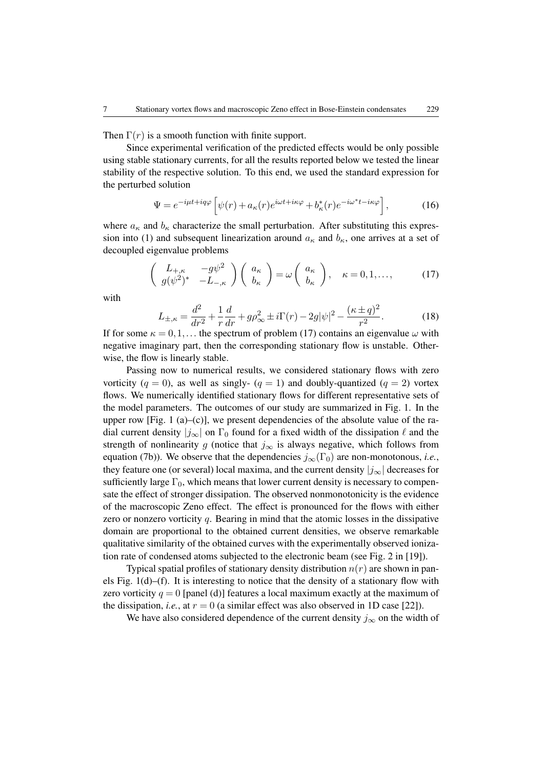Then $\Gamma(r)$ is a smooth function with finite support.

Since experimental verification of the predicted effects would be only possible using stable stationary currents, for all the results reported below we tested the linear stability of the respective solution. To this end, we used the standard expression for the perturbed solution

$$\Psi = e^{-i\mu t + iq\varphi}\left[\psi(r) + a_\kappa(r)e^{i\omega t + i\kappa\varphi} + b_\kappa^*(r)e^{-i\omega^* t - i\kappa\varphi}\right], \tag{16}$$

where $a_\kappa$ and $b_\kappa$ characterize the small perturbation. After substituting this expression into (1) and subsequent linearization around $a_\kappa$ and $b_\kappa$, one arrives at a set of decoupled eigenvalue problems

$$\begin{pmatrix} L_{+,\kappa} & -g\psi^2 \\ g(\psi^2)^* & -L_{-,\kappa} \end{pmatrix}\begin{pmatrix} a_\kappa \\ b_\kappa \end{pmatrix} = \omega \begin{pmatrix} a_\kappa \\ b_\kappa \end{pmatrix}, \quad \kappa = 0, 1, \ldots, \tag{17}$$

with

$$L_{\pm,\kappa} = \frac{d^2}{dr^2} + \frac{1}{r}\frac{d}{dr} + g\rho_\infty^2 \pm i\Gamma(r) - 2g|\psi|^2 - \frac{(\kappa \pm q)^2}{r^2}. \tag{18}$$

If for some $\kappa = 0, 1, \ldots$ the spectrum of problem (17) contains an eigenvalue $\omega$ with negative imaginary part, then the corresponding stationary flow is unstable. Otherwise, the flow is linearly stable.

Passing now to numerical results, we considered stationary flows with zero vorticity ($q = 0$), as well as singly- ($q = 1$) and doubly-quantized ($q = 2$) vortex flows. We numerically identified stationary flows for different representative sets of the model parameters. The outcomes of our study are summarized in Fig. 1. In the upper row [Fig. 1 (a)–(c)], we present dependencies of the absolute value of the radial current density $|j_\infty|$ on $\Gamma_0$ found for a fixed width of the dissipation $\ell$ and the strength of nonlinearity $g$ (notice that $j_\infty$ is always negative, which follows from equation (7b)). We observe that the dependencies $j_\infty(\Gamma_0)$ are non-monotonous, *i.e.*, they feature one (or several) local maxima, and the current density $|j_\infty|$ decreases for sufficiently large $\Gamma_0$, which means that lower current density is necessary to compensate the effect of stronger dissipation. The observed nonmonotonicity is the evidence of the macroscopic Zeno effect. The effect is pronounced for the flows with either zero or nonzero vorticity $q$. Bearing in mind that the atomic losses in the dissipative domain are proportional to the obtained current densities, we observe remarkable qualitative similarity of the obtained curves with the experimentally observed ionization rate of condensed atoms subjected to the electronic beam (see Fig. 2 in [19]).

Typical spatial profiles of stationary density distribution $n(r)$ are shown in panels Fig. 1(d)–(f). It is interesting to notice that the density of a stationary flow with zero vorticity $q = 0$ [panel (d)] features a local maximum exactly at the maximum of the dissipation, *i.e.*, at $r = 0$ (a similar effect was also observed in 1D case [22]).

We have also considered dependence of the current density $j_\infty$ on the width of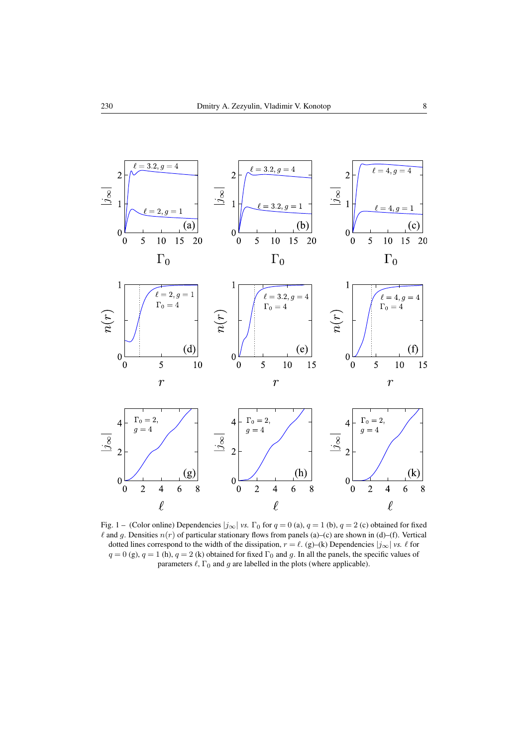Fig. 1 – (Color online) Dependencies $|j_\infty|$ *vs.* $\Gamma_0$ for $q = 0$ (a), $q = 1$ (b), $q = 2$ (c) obtained for fixed $\ell$ and $g$. Densities $n(r)$ of particular stationary flows from panels (a)–(c) are shown in (d)–(f). Vertical dotted lines correspond to the width of the dissipation, $r = \ell$. (g)–(k) Dependencies $|j_\infty|$ *vs.* $\ell$ for $q = 0$ (g), $q = 1$ (h), $q = 2$ (k) obtained for fixed $\Gamma_0$ and $g$. In all the panels, the specific values of parameters $\ell$, $\Gamma_0$ and $g$ are labelled in the plots (where applicable).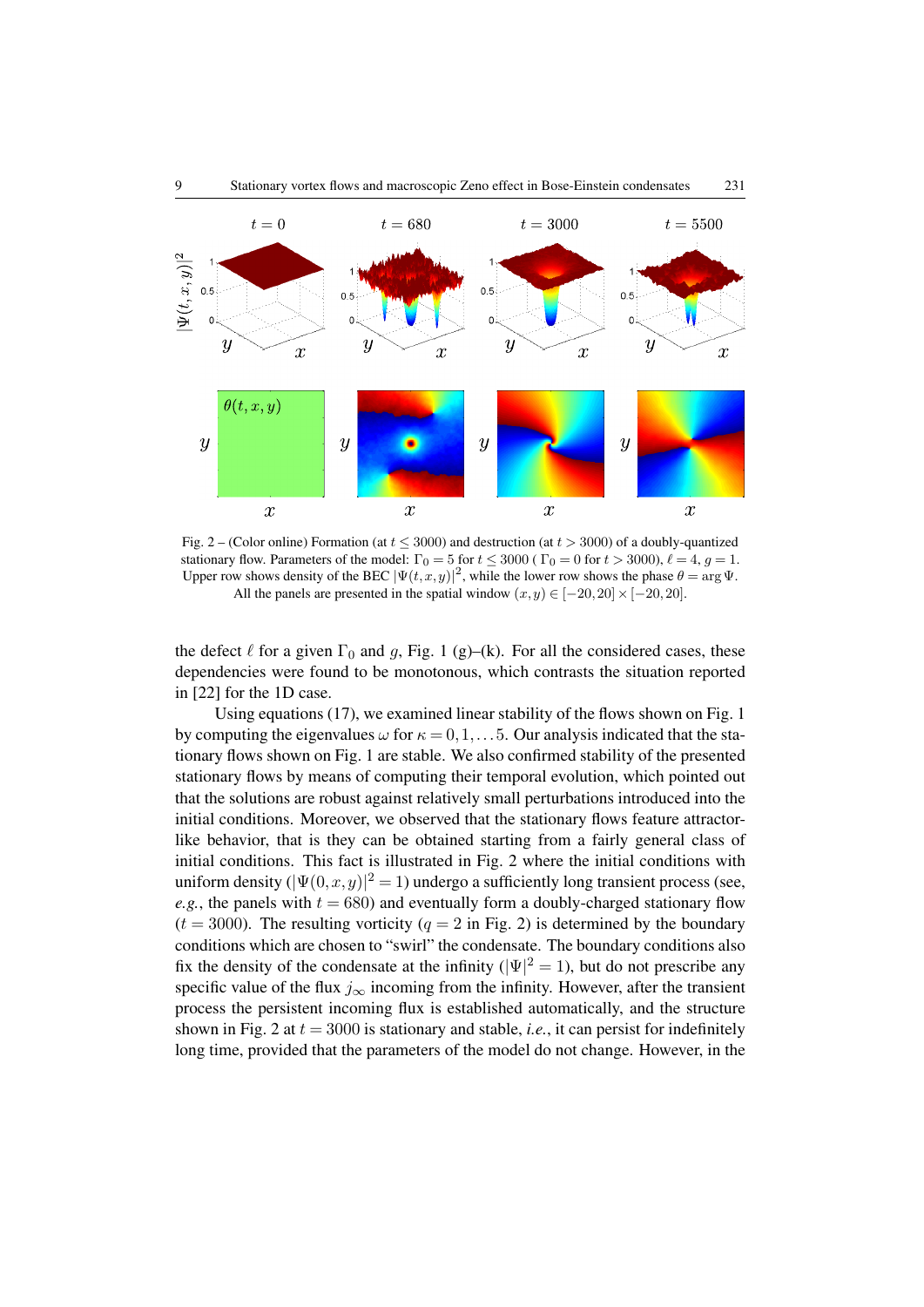Fig. 2 – (Color online) Formation (at $t \leq 3000$) and destruction (at $t > 3000$) of a doubly-quantized stationary flow. Parameters of the model: $\Gamma_0 = 5$ for $t \leq 3000$ ( $\Gamma_0 = 0$ for $t > 3000$), $\ell = 4$, $g = 1$. Upper row shows density of the BEC $|\Psi(t, x, y)|^2$, while the lower row shows the phase $\theta = \arg \Psi$. All the panels are presented in the spatial window $(x, y) \in [-20, 20] \times [-20, 20]$.

the defect $\ell$ for a given $\Gamma_0$ and $g$, Fig. 1 (g)–(k). For all the considered cases, these dependencies were found to be monotonous, which contrasts the situation reported in [22] for the 1D case.

Using equations (17), we examined linear stability of the flows shown on Fig. 1 by computing the eigenvalues $\omega$ for $\kappa = 0, 1, \ldots 5$. Our analysis indicated that the stationary flows shown on Fig. 1 are stable. We also confirmed stability of the presented stationary flows by means of computing their temporal evolution, which pointed out that the solutions are robust against relatively small perturbations introduced into the initial conditions. Moreover, we observed that the stationary flows feature attractor-like behavior, that is they can be obtained starting from a fairly general class of initial conditions. This fact is illustrated in Fig. 2 where the initial conditions with uniform density ($|\Psi(0, x, y)|^2 = 1$) undergo a sufficiently long transient process (see, *e.g.*, the panels with $t = 680$) and eventually form a doubly-charged stationary flow ($t = 3000$). The resulting vorticity ($q = 2$ in Fig. 2) is determined by the boundary conditions which are chosen to "swirl" the condensate. The boundary conditions also fix the density of the condensate at the infinity ($|\Psi|^2 = 1$), but do not prescribe any specific value of the flux $j_\infty$ incoming from the infinity. However, after the transient process the persistent incoming flux is established automatically, and the structure shown in Fig. 2 at $t = 3000$ is stationary and stable, *i.e.*, it can persist for indefinitely long time, provided that the parameters of the model do not change. However, in the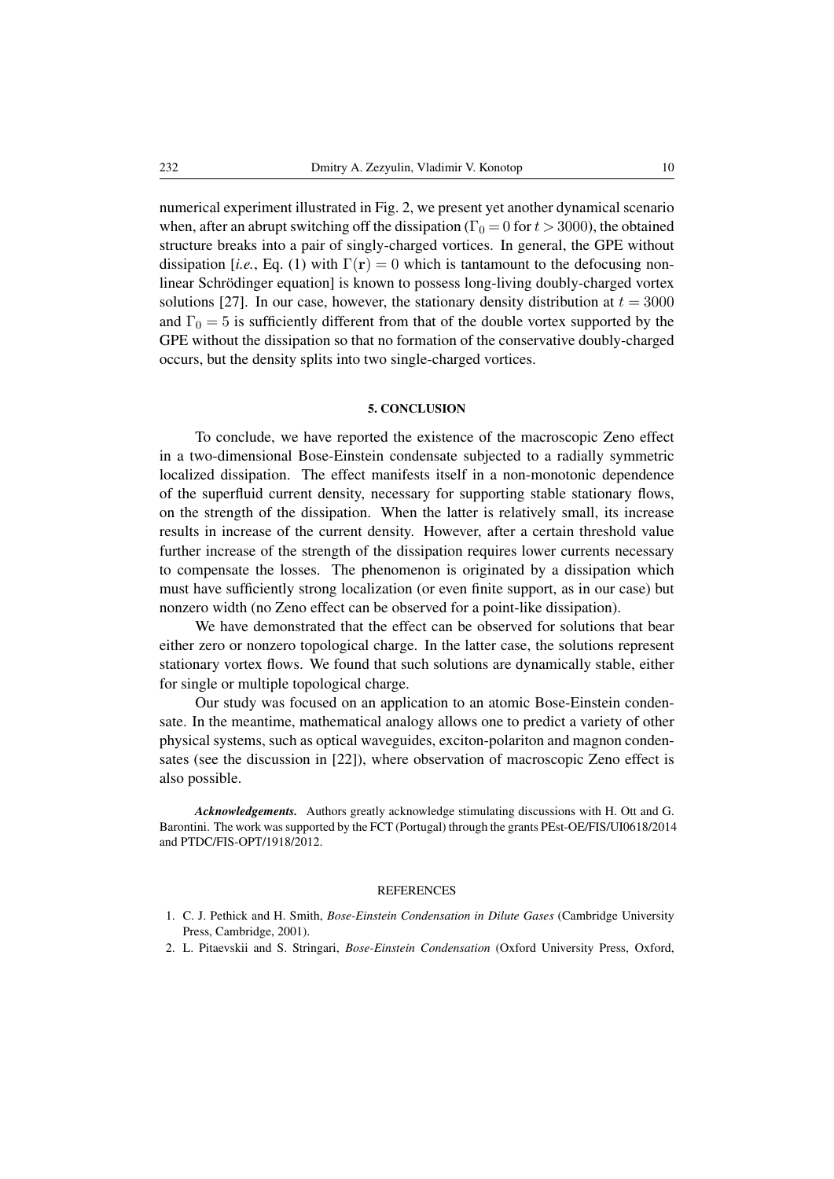numerical experiment illustrated in Fig. 2, we present yet another dynamical scenario when, after an abrupt switching off the dissipation ($\Gamma_0 = 0$ for $t > 3000$), the obtained structure breaks into a pair of singly-charged vortices. In general, the GPE without dissipation [*i.e.*, Eq. (1) with $\Gamma(\mathbf{r}) = 0$ which is tantamount to the defocusing nonlinear Schrödinger equation] is known to possess long-living doubly-charged vortex solutions [27]. In our case, however, the stationary density distribution at $t = 3000$ and $\Gamma_0 = 5$ is sufficiently different from that of the double vortex supported by the GPE without the dissipation so that no formation of the conservative doubly-charged occurs, but the density splits into two single-charged vortices.

## 5. CONCLUSION

To conclude, we have reported the existence of the macroscopic Zeno effect in a two-dimensional Bose-Einstein condensate subjected to a radially symmetric localized dissipation. The effect manifests itself in a non-monotonic dependence of the superfluid current density, necessary for supporting stable stationary flows, on the strength of the dissipation. When the latter is relatively small, its increase results in increase of the current density. However, after a certain threshold value further increase of the strength of the dissipation requires lower currents necessary to compensate the losses. The phenomenon is originated by a dissipation which must have sufficiently strong localization (or even finite support, as in our case) but nonzero width (no Zeno effect can be observed for a point-like dissipation).

We have demonstrated that the effect can be observed for solutions that bear either zero or nonzero topological charge. In the latter case, the solutions represent stationary vortex flows. We found that such solutions are dynamically stable, either for single or multiple topological charge.

Our study was focused on an application to an atomic Bose-Einstein condensate. In the meantime, mathematical analogy allows one to predict a variety of other physical systems, such as optical waveguides, exciton-polariton and magnon condensates (see the discussion in [22]), where observation of macroscopic Zeno effect is also possible.

***Acknowledgements.*** Authors greatly acknowledge stimulating discussions with H. Ott and G. Barontini. The work was supported by the FCT (Portugal) through the grants PEst-OE/FIS/UI0618/2014 and PTDC/FIS-OPT/1918/2012.

## REFERENCES

1. C. J. Pethick and H. Smith, *Bose-Einstein Condensation in Dilute Gases* (Cambridge University Press, Cambridge, 2001).
2. L. Pitaevskii and S. Stringari, *Bose-Einstein Condensation* (Oxford University Press, Oxford,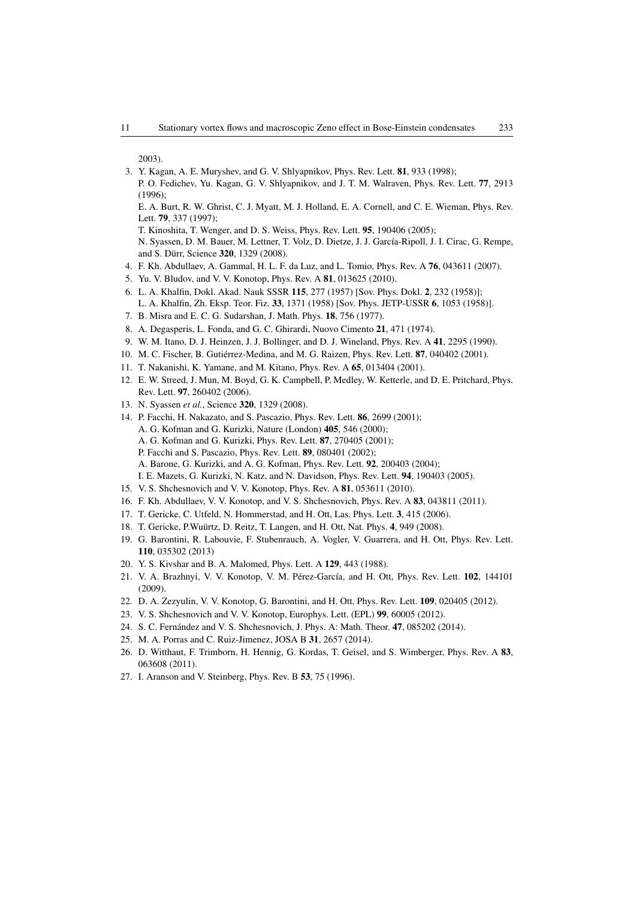2003).

3. Y. Kagan, A. E. Muryshev, and G. V. Shlyapnikov, Phys. Rev. Lett. **81**, 933 (1998);
   P. O. Fedichev, Yu. Kagan, G. V. Shlyapnikov, and J. T. M. Walraven, Phys. Rev. Lett. **77**, 2913 (1996);
   E. A. Burt, R. W. Ghrist, C. J. Myatt, M. J. Holland, E. A. Cornell, and C. E. Wieman, Phys. Rev. Lett. **79**, 337 (1997);
   T. Kinoshita, T. Wenger, and D. S. Weiss, Phys. Rev. Lett. **95**, 190406 (2005);
   N. Syassen, D. M. Bauer, M. Lettner, T. Volz, D. Dietze, J. J. García-Ripoll, J. I. Cirac, G. Rempe, and S. Dürr, Science **320**, 1329 (2008).
4. F. Kh. Abdullaev, A. Gammal, H. L. F. da Luz, and L. Tomio, Phys. Rev. A **76**, 043611 (2007).
5. Yu. V. Bludov, and V. V. Konotop, Phys. Rev. A **81**, 013625 (2010).
6. L. A. Khalfin, Dokl. Akad. Nauk SSSR **115**, 277 (1957) [Sov. Phys. Dokl. **2**, 232 (1958)];
   L. A. Khalfin, Zh. Eksp. Teor. Fiz. **33**, 1371 (1958) [Sov. Phys. JETP-USSR **6**, 1053 (1958)].
7. B. Misra and E. C. G. Sudarshan, J. Math. Phys. **18**, 756 (1977).
8. A. Degasperis, L. Fonda, and G. C. Ghirardi, Nuovo Cimento **21**, 471 (1974).
9. W. M. Itano, D. J. Heinzen, J. J. Bollinger, and D. J. Wineland, Phys. Rev. A **41**, 2295 (1990).
10. M. C. Fischer, B. Gutiérrez-Medina, and M. G. Raizen, Phys. Rev. Lett. **87**, 040402 (2001).
11. T. Nakanishi, K. Yamane, and M. Kitano, Phys. Rev. A **65**, 013404 (2001).
12. E. W. Streed, J. Mun, M. Boyd, G. K. Campbell, P. Medley, W. Ketterle, and D. E. Pritchard, Phys. Rev. Lett. **97**, 260402 (2006).
13. N. Syassen *et al.*, Science **320**, 1329 (2008).
14. P. Facchi, H. Nakazato, and S. Pascazio, Phys. Rev. Lett. **86**, 2699 (2001);
    A. G. Kofman and G. Kurizki, Nature (London) **405**, 546 (2000);
    A. G. Kofman and G. Kurizki, Phys. Rev. Lett. **87**, 270405 (2001);
    P. Facchi and S. Pascazio, Phys. Rev. Lett. **89**, 080401 (2002);
    A. Barone, G. Kurizki, and A. G. Kofman, Phys. Rev. Lett. **92**, 200403 (2004);
    I. E. Mazets, G. Kurizki, N. Katz, and N. Davidson, Phys. Rev. Lett. **94**, 190403 (2005).
15. V. S. Shchesnovich and V. V. Konotop, Phys. Rev. A **81**, 053611 (2010).
16. F. Kh. Abdullaev, V. V. Konotop, and V. S. Shchesnovich, Phys. Rev. A **83**, 043811 (2011).
17. T. Gericke, C. Utfeld, N. Hommerstad, and H. Ott, Las. Phys. Lett. **3**, 415 (2006).
18. T. Gericke, P.Wuürtz, D. Reitz, T. Langen, and H. Ott, Nat. Phys. **4**, 949 (2008).
19. G. Barontini, R. Labouvie, F. Stubenrauch, A. Vogler, V. Guarrera, and H. Ott, Phys. Rev. Lett. **110**, 035302 (2013)
20. Y. S. Kivshar and B. A. Malomed, Phys. Lett. A **129**, 443 (1988).
21. V. A. Brazhnyi, V. V. Konotop, V. M. Pérez-García, and H. Ott, Phys. Rev. Lett. **102**, 144101 (2009).
22. D. A. Zezyulin, V. V. Konotop, G. Barontini, and H. Ott, Phys. Rev. Lett. **109**, 020405 (2012).
23. V. S. Shchesnovich and V. V. Konotop, Europhys. Lett. (EPL) **99**, 60005 (2012).
24. S. C. Fernández and V. S. Shchesnovich, J. Phys. A: Math. Theor. **47**, 085202 (2014).
25. M. A. Porras and C. Ruiz-Jimenez, JOSA B **31**, 2657 (2014).
26. D. Witthaut, F. Trimborn, H. Hennig, G. Kordas, T. Geisel, and S. Wimberger, Phys. Rev. A **83**, 063608 (2011).
27. I. Aranson and V. Steinberg, Phys. Rev. B **53**, 75 (1996).